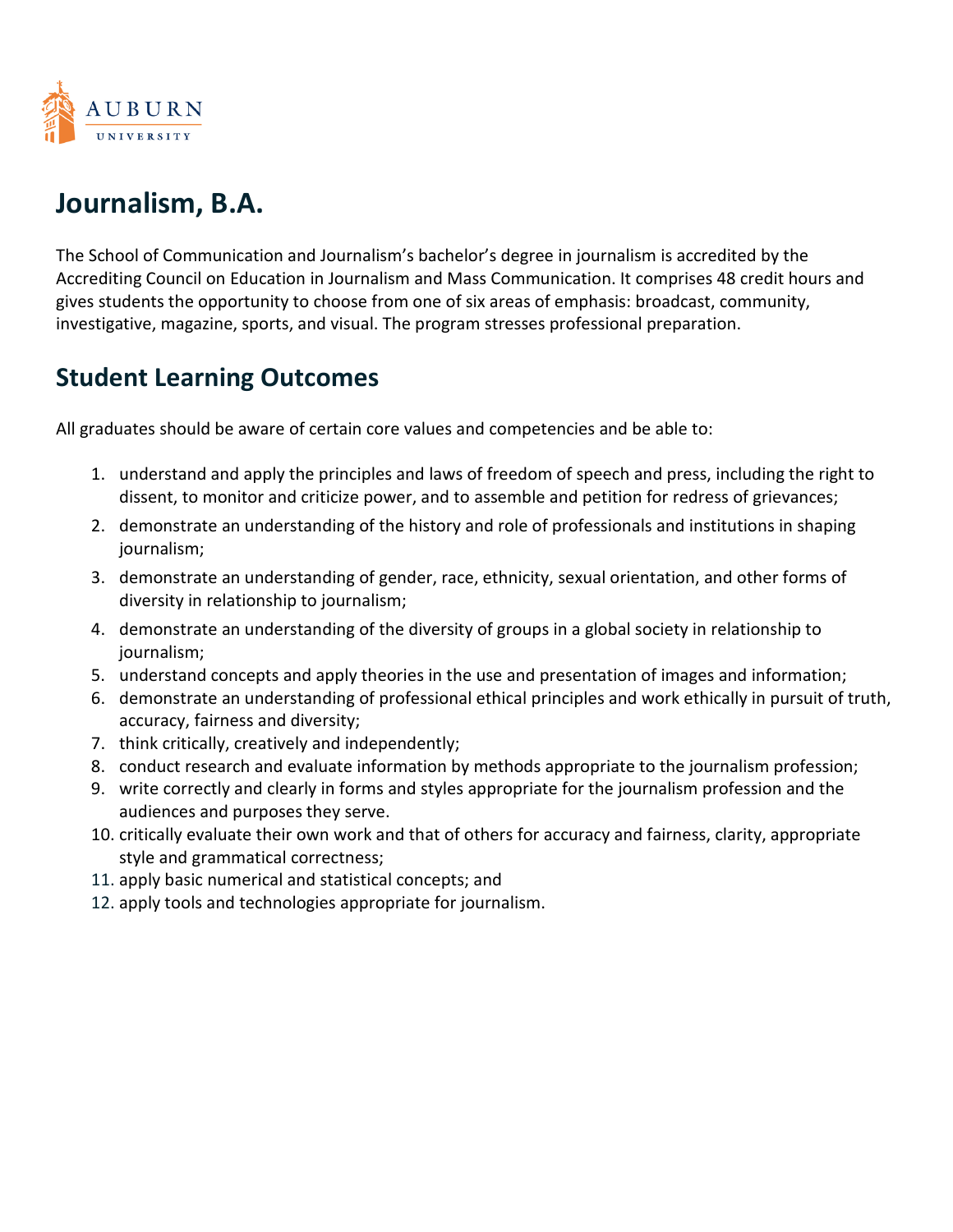# Journalism, B.A.

The School of Communication and Journalism's bachelor's degree in journalism is accredited by the Accrediting Council on Education in Journalism and Mass Communication. It comprises 48 credit hours and gives students the opportunity to choose from one of six areas of emphasis: broadcast, community, investigative, magazine, sports, and visual. The program stresses professional preparation.

## Student Learning Outcomes

All graduates should be aware of certain core values and competencies and be able to:

1. understand and apply the principles and laws of freedom of speech and press, including the right to dissent, to monitor and criticize power, and to assemble and petition for redress of grievances;
2. demonstrate an understanding of the history and role of professionals and institutions in shaping journalism;
3. demonstrate an understanding of gender, race, ethnicity, sexual orientation, and other forms of diversity in relationship to journalism;
4. demonstrate an understanding of the diversity of groups in a global society in relationship to journalism;
5. understand concepts and apply theories in the use and presentation of images and information;
6. demonstrate an understanding of professional ethical principles and work ethically in pursuit of truth, accuracy, fairness and diversity;
7. think critically, creatively and independently;
8. conduct research and evaluate information by methods appropriate to the journalism profession;
9. write correctly and clearly in forms and styles appropriate for the journalism profession and the audiences and purposes they serve.
10. critically evaluate their own work and that of others for accuracy and fairness, clarity, appropriate style and grammatical correctness;
11. apply basic numerical and statistical concepts; and
12. apply tools and technologies appropriate for journalism.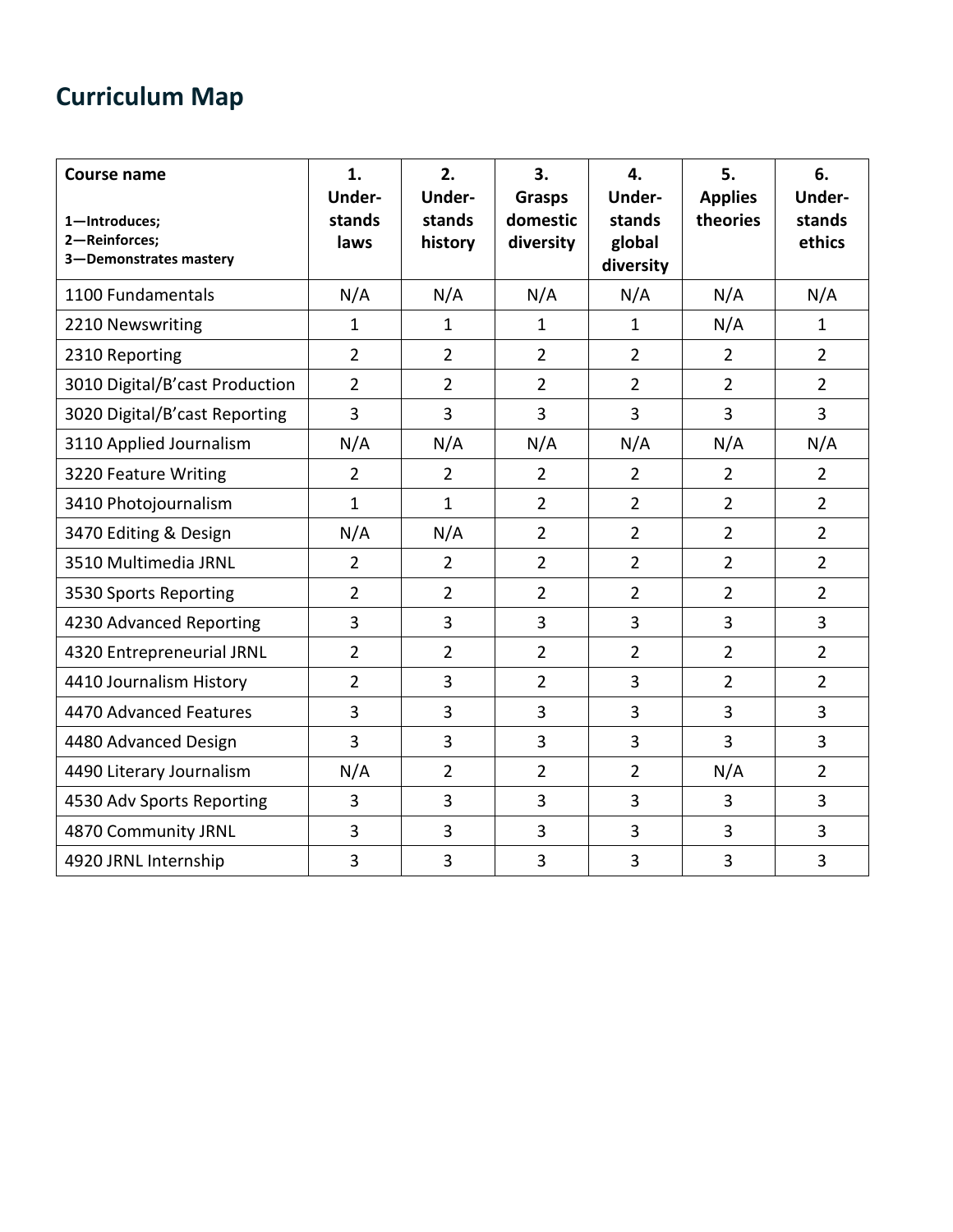## Curriculum Map

| Course name<br><br>1—Introduces;<br>2—Reinforces;<br>3—Demonstrates mastery | 1. Under-stands laws | 2. Under-stands history | 3. Grasps domestic diversity | 4. Under-stands global diversity | 5. Applies theories | 6. Under-stands ethics |
|---|---|---|---|---|---|---|
| 1100 Fundamentals | N/A | N/A | N/A | N/A | N/A | N/A |
| 2210 Newswriting | 1 | 1 | 1 | 1 | N/A | 1 |
| 2310 Reporting | 2 | 2 | 2 | 2 | 2 | 2 |
| 3010 Digital/B'cast Production | 2 | 2 | 2 | 2 | 2 | 2 |
| 3020 Digital/B'cast Reporting | 3 | 3 | 3 | 3 | 3 | 3 |
| 3110 Applied Journalism | N/A | N/A | N/A | N/A | N/A | N/A |
| 3220 Feature Writing | 2 | 2 | 2 | 2 | 2 | 2 |
| 3410 Photojournalism | 1 | 1 | 2 | 2 | 2 | 2 |
| 3470 Editing & Design | N/A | N/A | 2 | 2 | 2 | 2 |
| 3510 Multimedia JRNL | 2 | 2 | 2 | 2 | 2 | 2 |
| 3530 Sports Reporting | 2 | 2 | 2 | 2 | 2 | 2 |
| 4230 Advanced Reporting | 3 | 3 | 3 | 3 | 3 | 3 |
| 4320 Entrepreneurial JRNL | 2 | 2 | 2 | 2 | 2 | 2 |
| 4410 Journalism History | 2 | 3 | 2 | 3 | 2 | 2 |
| 4470 Advanced Features | 3 | 3 | 3 | 3 | 3 | 3 |
| 4480 Advanced Design | 3 | 3 | 3 | 3 | 3 | 3 |
| 4490 Literary Journalism | N/A | 2 | 2 | 2 | N/A | 2 |
| 4530 Adv Sports Reporting | 3 | 3 | 3 | 3 | 3 | 3 |
| 4870 Community JRNL | 3 | 3 | 3 | 3 | 3 | 3 |
| 4920 JRNL Internship | 3 | 3 | 3 | 3 | 3 | 3 |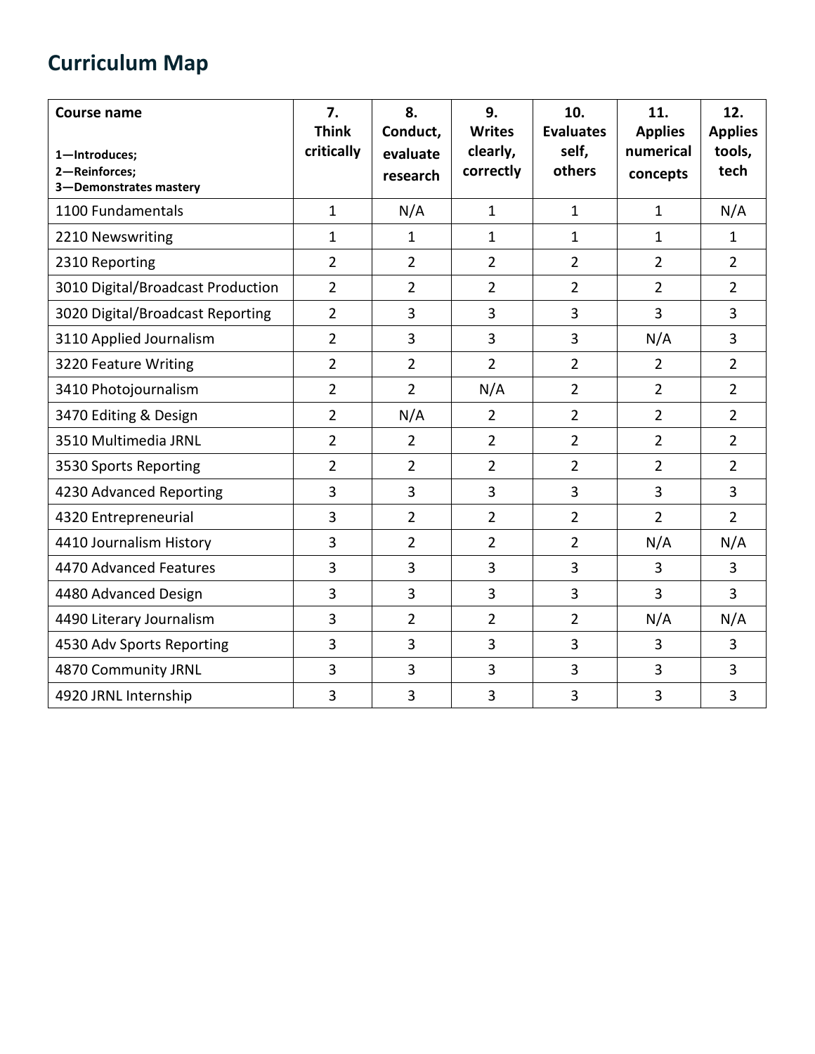# Curriculum Map

| **Course name**<br><br>**1—Introduces;**<br>**2—Reinforces;**<br>**3—Demonstrates mastery** | **7. Think critically** | **8. Conduct, evaluate research** | **9. Writes clearly, correctly** | **10. Evaluates self, others** | **11. Applies numerical concepts** | **12. Applies tools, tech** |
|---|---|---|---|---|---|---|
| 1100 Fundamentals | 1 | N/A | 1 | 1 | 1 | N/A |
| 2210 Newswriting | 1 | 1 | 1 | 1 | 1 | 1 |
| 2310 Reporting | 2 | 2 | 2 | 2 | 2 | 2 |
| 3010 Digital/Broadcast Production | 2 | 2 | 2 | 2 | 2 | 2 |
| 3020 Digital/Broadcast Reporting | 2 | 3 | 3 | 3 | 3 | 3 |
| 3110 Applied Journalism | 2 | 3 | 3 | 3 | N/A | 3 |
| 3220 Feature Writing | 2 | 2 | 2 | 2 | 2 | 2 |
| 3410 Photojournalism | 2 | 2 | N/A | 2 | 2 | 2 |
| 3470 Editing & Design | 2 | N/A | 2 | 2 | 2 | 2 |
| 3510 Multimedia JRNL | 2 | 2 | 2 | 2 | 2 | 2 |
| 3530 Sports Reporting | 2 | 2 | 2 | 2 | 2 | 2 |
| 4230 Advanced Reporting | 3 | 3 | 3 | 3 | 3 | 3 |
| 4320 Entrepreneurial | 3 | 2 | 2 | 2 | 2 | 2 |
| 4410 Journalism History | 3 | 2 | 2 | 2 | N/A | N/A |
| 4470 Advanced Features | 3 | 3 | 3 | 3 | 3 | 3 |
| 4480 Advanced Design | 3 | 3 | 3 | 3 | 3 | 3 |
| 4490 Literary Journalism | 3 | 2 | 2 | 2 | N/A | N/A |
| 4530 Adv Sports Reporting | 3 | 3 | 3 | 3 | 3 | 3 |
| 4870 Community JRNL | 3 | 3 | 3 | 3 | 3 | 3 |
| 4920 JRNL Internship | 3 | 3 | 3 | 3 | 3 | 3 |